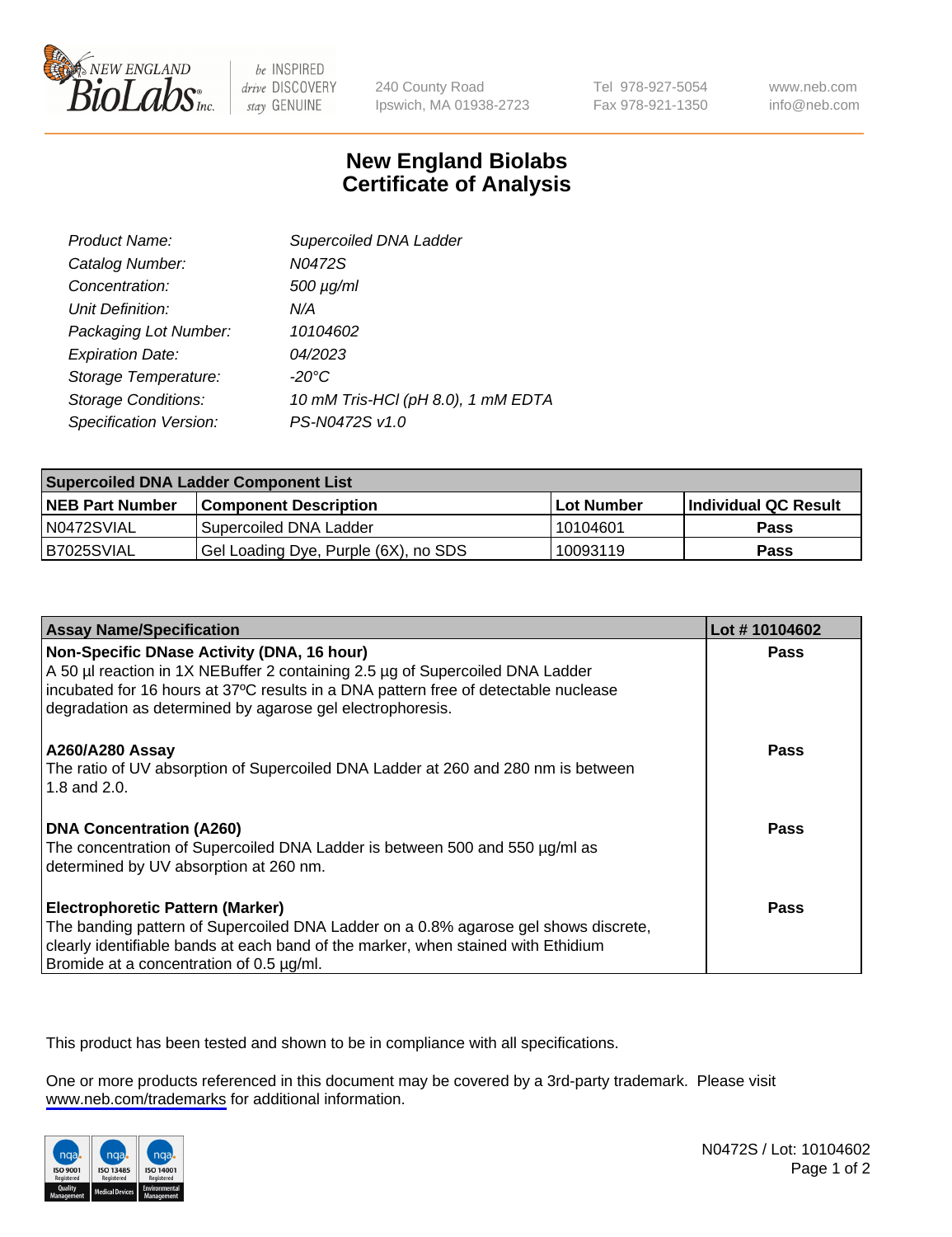# New England Biolabs Certificate of Analysis

| | |
|---|---|
| Product Name: | Supercoiled DNA Ladder |
| Catalog Number: | N0472S |
| Concentration: | 500 µg/ml |
| Unit Definition: | N/A |
| Packaging Lot Number: | 10104602 |
| Expiration Date: | 04/2023 |
| Storage Temperature: | -20°C |
| Storage Conditions: | 10 mM Tris-HCl (pH 8.0), 1 mM EDTA |
| Specification Version: | PS-N0472S v1.0 |

| Supercoiled DNA Ladder Component List | | | |
|---|---|---|---|
| **NEB Part Number** | **Component Description** | **Lot Number** | **Individual QC Result** |
| N0472SVIAL | Supercoiled DNA Ladder | 10104601 | **Pass** |
| B7025SVIAL | Gel Loading Dye, Purple (6X), no SDS | 10093119 | **Pass** |

| Assay Name/Specification | Lot # 10104602 |
|---|---|
| **Non-Specific DNase Activity (DNA, 16 hour)**<br>A 50 µl reaction in 1X NEBuffer 2 containing 2.5 µg of Supercoiled DNA Ladder incubated for 16 hours at 37ºC results in a DNA pattern free of detectable nuclease degradation as determined by agarose gel electrophoresis. | **Pass** |
| **A260/A280 Assay**<br>The ratio of UV absorption of Supercoiled DNA Ladder at 260 and 280 nm is between 1.8 and 2.0. | **Pass** |
| **DNA Concentration (A260)**<br>The concentration of Supercoiled DNA Ladder is between 500 and 550 µg/ml as determined by UV absorption at 260 nm. | **Pass** |
| **Electrophoretic Pattern (Marker)**<br>The banding pattern of Supercoiled DNA Ladder on a 0.8% agarose gel shows discrete, clearly identifiable bands at each band of the marker, when stained with Ethidium Bromide at a concentration of 0.5 µg/ml. | **Pass** |

This product has been tested and shown to be in compliance with all specifications.

One or more products referenced in this document may be covered by a 3rd-party trademark. Please visit www.neb.com/trademarks for additional information.

N0472S / Lot: 10104602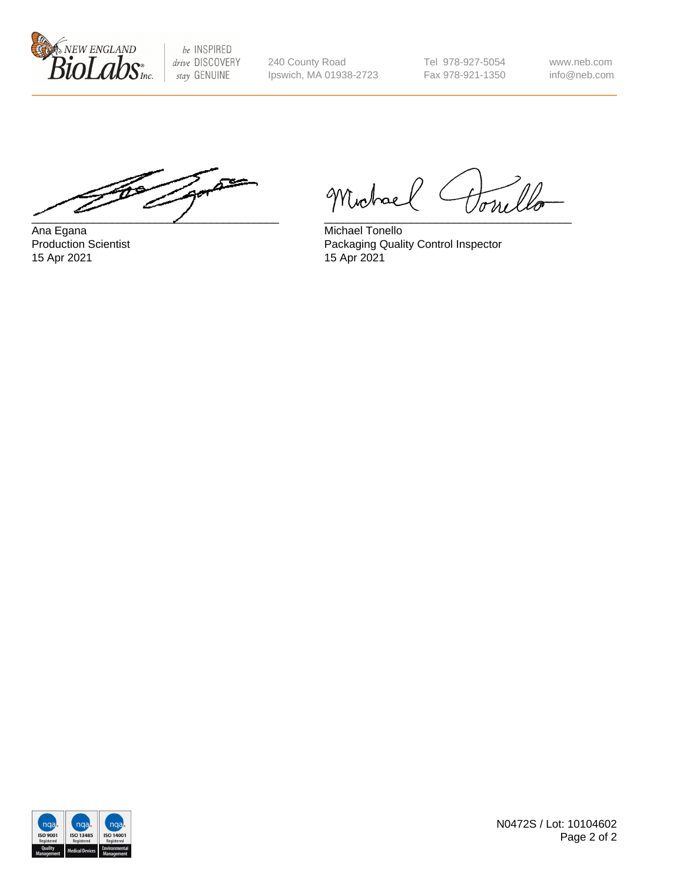Ana Egana
Production Scientist
15 Apr 2021

Michael Tonello
Packaging Quality Control Inspector
15 Apr 2021

N0472S / Lot: 10104602